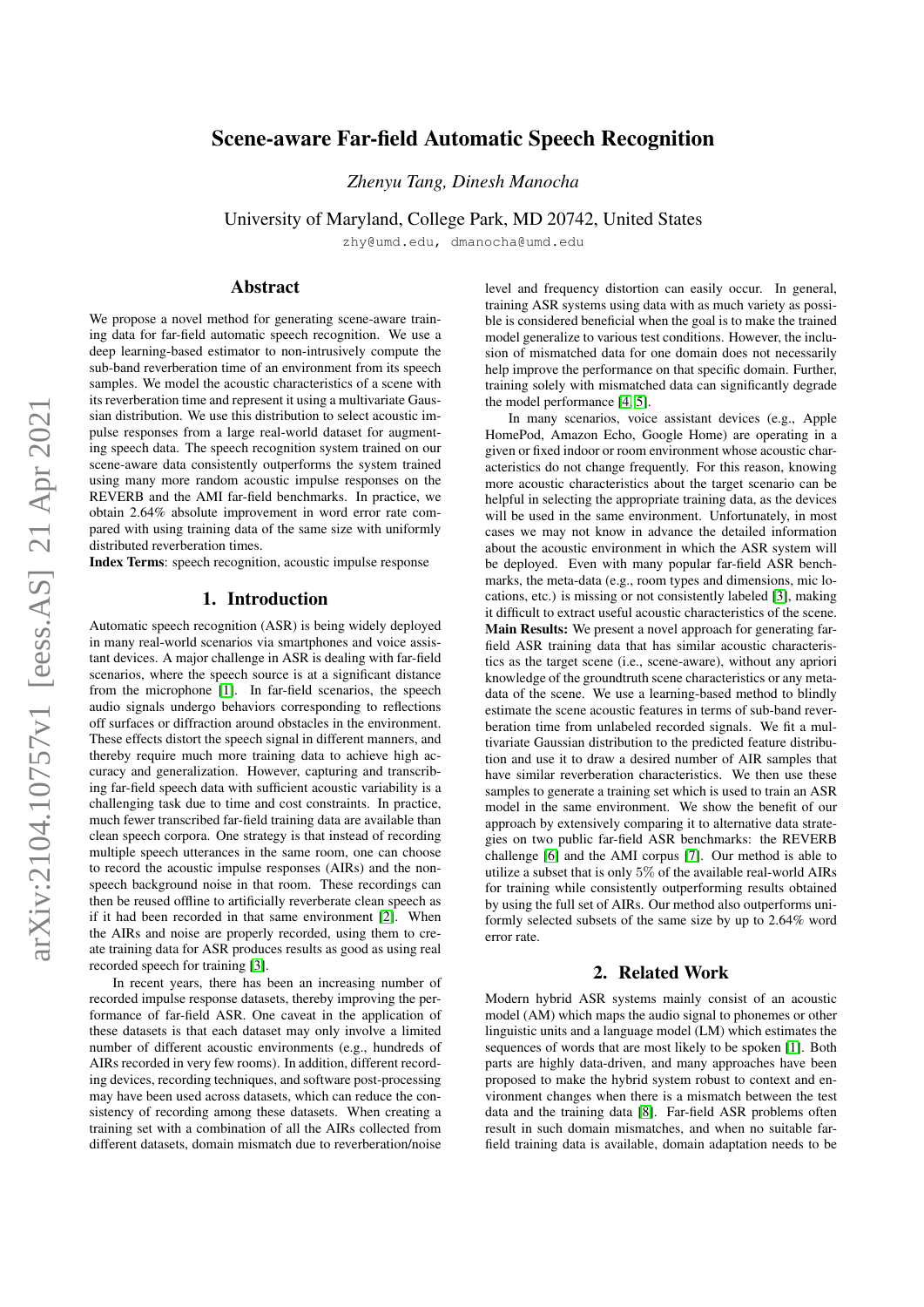# Scene-aware Far-field Automatic Speech Recognition

*Zhenyu Tang, Dinesh Manocha*

University of Maryland, College Park, MD 20742, United States

zhy@umd.edu, dmanocha@umd.edu

## Abstract

We propose a novel method for generating scene-aware training data for far-field automatic speech recognition. We use a deep learning-based estimator to non-intrusively compute the sub-band reverberation time of an environment from its speech samples. We model the acoustic characteristics of a scene with its reverberation time and represent it using a multivariate Gaussian distribution. We use this distribution to select acoustic impulse responses from a large real-world dataset for augmenting speech data. The speech recognition system trained on our scene-aware data consistently outperforms the system trained using many more random acoustic impulse responses on the REVERB and the AMI far-field benchmarks. In practice, we obtain 2.64% absolute improvement in word error rate compared with using training data of the same size with uniformly distributed reverberation times.

**Index Terms**: speech recognition, acoustic impulse response

## 1. Introduction

Automatic speech recognition (ASR) is being widely deployed in many real-world scenarios via smartphones and voice assistant devices. A major challenge in ASR is dealing with far-field scenarios, where the speech source is at a significant distance from the microphone [1]. In far-field scenarios, the speech audio signals undergo behaviors corresponding to reflections off surfaces or diffraction around obstacles in the environment. These effects distort the speech signal in different manners, and thereby require much more training data to achieve high accuracy and generalization. However, capturing and transcribing far-field speech data with sufficient acoustic variability is a challenging task due to time and cost constraints. In practice, much fewer transcribed far-field training data are available than clean speech corpora. One strategy is that instead of recording multiple speech utterances in the same room, one can choose to record the acoustic impulse responses (AIRs) and the non-speech background noise in that room. These recordings can then be reused offline to artificially reverberate clean speech as if it had been recorded in that same environment [2]. When the AIRs and noise are properly recorded, using them to create training data for ASR produces results as good as using real recorded speech for training [3].

In recent years, there has been an increasing number of recorded impulse response datasets, thereby improving the performance of far-field ASR. One caveat in the application of these datasets is that each dataset may only involve a limited number of different acoustic environments (e.g., hundreds of AIRs recorded in very few rooms). In addition, different recording devices, recording techniques, and software post-processing may have been used across datasets, which can reduce the consistency of recording among these datasets. When creating a training set with a combination of all the AIRs collected from different datasets, domain mismatch due to reverberation/noise level and frequency distortion can easily occur. In general, training ASR systems using data with as much variety as possible is considered beneficial when the goal is to make the trained model generalize to various test conditions. However, the inclusion of mismatched data for one domain does not necessarily help improve the performance on that specific domain. Further, training solely with mismatched data can significantly degrade the model performance [4, 5].

In many scenarios, voice assistant devices (e.g., Apple HomePod, Amazon Echo, Google Home) are operating in a given or fixed indoor or room environment whose acoustic characteristics do not change frequently. For this reason, knowing more acoustic characteristics about the target scenario can be helpful in selecting the appropriate training data, as the devices will be used in the same environment. Unfortunately, in most cases we may not know in advance the detailed information about the acoustic environment in which the ASR system will be deployed. Even with many popular far-field ASR benchmarks, the meta-data (e.g., room types and dimensions, mic locations, etc.) is missing or not consistently labeled [3], making it difficult to extract useful acoustic characteristics of the scene.

**Main Results:** We present a novel approach for generating far-field ASR training data that has similar acoustic characteristics as the target scene (i.e., scene-aware), without any apriori knowledge of the groundtruth scene characteristics or any metadata of the scene. We use a learning-based method to blindly estimate the scene acoustic features in terms of sub-band reverberation time from unlabeled recorded signals. We fit a multivariate Gaussian distribution to the predicted feature distribution and use it to draw a desired number of AIR samples that have similar reverberation characteristics. We then use these samples to generate a training set which is used to train an ASR model in the same environment. We show the benefit of our approach by extensively comparing it to alternative data strategies on two public far-field ASR benchmarks: the REVERB challenge [6] and the AMI corpus [7]. Our method is able to utilize a subset that is only 5% of the available real-world AIRs for training while consistently outperforming results obtained by using the full set of AIRs. Our method also outperforms uniformly selected subsets of the same size by up to 2.64% word error rate.

## 2. Related Work

Modern hybrid ASR systems mainly consist of an acoustic model (AM) which maps the audio signal to phonemes or other linguistic units and a language model (LM) which estimates the sequences of words that are most likely to be spoken [1]. Both parts are highly data-driven, and many approaches have been proposed to make the hybrid system robust to context and environment changes when there is a mismatch between the test data and the training data [8]. Far-field ASR problems often result in such domain mismatches, and when no suitable far-field training data is available, domain adaptation needs to be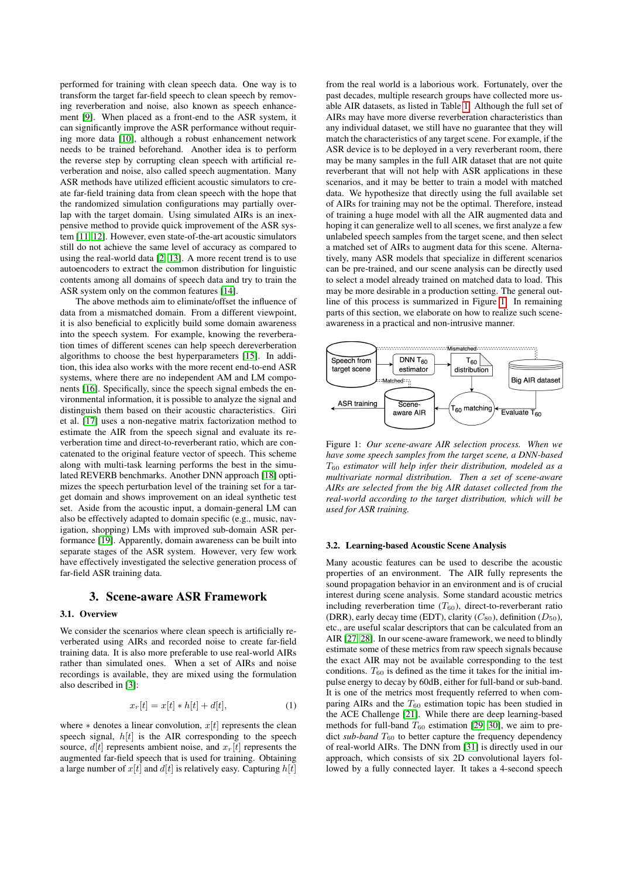performed for training with clean speech data. One way is to transform the target far-field speech to clean speech by removing reverberation and noise, also known as speech enhancement [9]. When placed as a front-end to the ASR system, it can significantly improve the ASR performance without requiring more data [10], although a robust enhancement network needs to be trained beforehand. Another idea is to perform the reverse step by corrupting clean speech with artificial reverberation and noise, also called speech augmentation. Many ASR methods have utilized efficient acoustic simulators to create far-field training data from clean speech with the hope that the randomized simulation configurations may partially overlap with the target domain. Using simulated AIRs is an inexpensive method to provide quick improvement of the ASR system [11, 12]. However, even state-of-the-art acoustic simulators still do not achieve the same level of accuracy as compared to using the real-world data [2, 13]. A more recent trend is to use autoencoders to extract the common distribution for linguistic contents among all domains of speech data and try to train the ASR system only on the common features [14].

The above methods aim to eliminate/offset the influence of data from a mismatched domain. From a different viewpoint, it is also beneficial to explicitly build some domain awareness into the speech system. For example, knowing the reverberation times of different scenes can help speech dereverberation algorithms to choose the best hyperparameters [15]. In addition, this idea also works with the more recent end-to-end ASR systems, where there are no independent AM and LM components [16]. Specifically, since the speech signal embeds the environmental information, it is possible to analyze the signal and distinguish them based on their acoustic characteristics. Giri et al. [17] uses a non-negative matrix factorization method to estimate the AIR from the speech signal and evaluate its reverberation time and direct-to-reverberant ratio, which are concatenated to the original feature vector of speech. This scheme along with multi-task learning performs the best in the simulated REVERB benchmarks. Another DNN approach [18] optimizes the speech perturbation level of the training set for a target domain and shows improvement on an ideal synthetic test set. Aside from the acoustic input, a domain-general LM can also be effectively adapted to domain specific (e.g., music, navigation, shopping) LMs with improved sub-domain ASR performance [19]. Apparently, domain awareness can be built into separate stages of the ASR system. However, very few work have effectively investigated the selective generation process of far-field ASR training data.

## 3. Scene-aware ASR Framework

### 3.1. Overview

We consider the scenarios where clean speech is artificially reverberated using AIRs and recorded noise to create far-field training data. It is also more preferable to use real-world AIRs rather than simulated ones. When a set of AIRs and noise recordings is available, they are mixed using the formulation also described in [3]:

$$x_r[t] = x[t] * h[t] + d[t], \tag{1}$$

where $*$ denotes a linear convolution, $x[t]$ represents the clean speech signal, $h[t]$ is the AIR corresponding to the speech source, $d[t]$ represents ambient noise, and $x_r[t]$ represents the augmented far-field speech that is used for training. Obtaining a large number of $x[t]$ and $d[t]$ is relatively easy. Capturing $h[t]$ from the real world is a laborious work. Fortunately, over the past decades, multiple research groups have collected more usable AIR datasets, as listed in Table 1. Although the full set of AIRs may have more diverse reverberation characteristics than any individual dataset, we still have no guarantee that they will match the characteristics of any target scene. For example, if the ASR device is to be deployed in a very reverberant room, there may be many samples in the full AIR dataset that are not quite reverberant that will not help with ASR applications in these scenarios, and it may be better to train a model with matched data. We hypothesize that directly using the full available set of AIRs for training may not be the optimal. Therefore, instead of training a huge model with all the AIR augmented data and hoping it can generalize well to all scenes, we first analyze a few unlabeled speech samples from the target scene, and then select a matched set of AIRs to augment data for this scene. Alternatively, many ASR models that specialize in different scenarios can be pre-trained, and our scene analysis can be directly used to select a model already trained on matched data to load. This may be more desirable in a production setting. The general outline of this process is summarized in Figure 1. In remaining parts of this section, we elaborate on how to realize such scene-awareness in a practical and non-intrusive manner.

Figure 1: *Our scene-aware AIR selection process. When we have some speech samples from the target scene, a DNN-based $T_{60}$ estimator will help infer their distribution, modeled as a multivariate normal distribution. Then a set of scene-aware AIRs are selected from the big AIR dataset collected from the real-world according to the target distribution, which will be used for ASR training.*

### 3.2. Learning-based Acoustic Scene Analysis

Many acoustic features can be used to describe the acoustic properties of an environment. The AIR fully represents the sound propagation behavior in an environment and is of crucial interest during scene analysis. Some standard acoustic metrics including reverberation time ($T_{60}$), direct-to-reverberant ratio (DRR), early decay time (EDT), clarity ($C_{80}$), definition ($D_{50}$), etc., are useful scalar descriptors that can be calculated from an AIR [27, 28]. In our scene-aware framework, we need to blindly estimate some of these metrics from raw speech signals because the exact AIR may not be available corresponding to the test conditions. $T_{60}$ is defined as the time it takes for the initial impulse energy to decay by 60dB, either for full-band or sub-band. It is one of the metrics most frequently referred to when comparing AIRs and the $T_{60}$ estimation topic has been studied in the ACE Challenge [21]. While there are deep learning-based methods for full-band $T_{60}$ estimation [29, 30], we aim to predict *sub-band* $T_{60}$ to better capture the frequency dependency of real-world AIRs. The DNN from [31] is directly used in our approach, which consists of six 2D convolutional layers followed by a fully connected layer. It takes a 4-second speech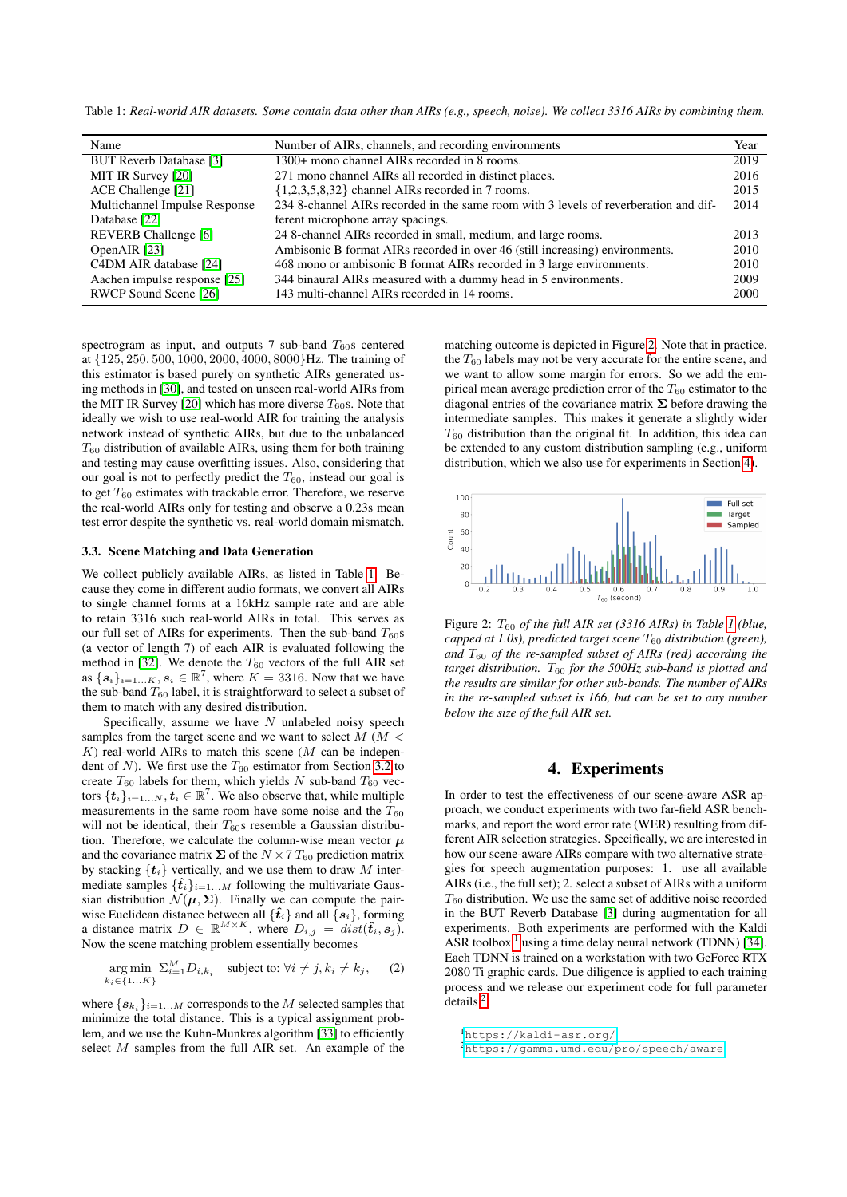Table 1: *Real-world AIR datasets. Some contain data other than AIRs (e.g., speech, noise). We collect 3316 AIRs by combining them.*

| Name | Number of AIRs, channels, and recording environments | Year |
|---|---|---|
| BUT Reverb Database [3] | 1300+ mono channel AIRs recorded in 8 rooms. | 2019 |
| MIT IR Survey [20] | 271 mono channel AIRs all recorded in distinct places. | 2016 |
| ACE Challenge [21] | {1,2,3,5,8,32} channel AIRs recorded in 7 rooms. | 2015 |
| Multichannel Impulse Response Database [22] | 234 8-channel AIRs recorded in the same room with 3 levels of reverberation and different microphone array spacings. | 2014 |
| REVERB Challenge [6] | 24 8-channel AIRs recorded in small, medium, and large rooms. | 2013 |
| OpenAIR [23] | Ambisonic B format AIRs recorded in over 46 (still increasing) environments. | 2010 |
| C4DM AIR database [24] | 468 mono or ambisonic B format AIRs recorded in 3 large environments. | 2010 |
| Aachen impulse response [25] | 344 binaural AIRs measured with a dummy head in 5 environments. | 2009 |
| RWCP Sound Scene [26] | 143 multi-channel AIRs recorded in 14 rooms. | 2000 |

spectrogram as input, and outputs 7 sub-band $T_{60}$s centered at {125, 250, 500, 1000, 2000, 4000, 8000}Hz. The training of this estimator is based purely on synthetic AIRs generated using methods in [30], and tested on unseen real-world AIRs from the MIT IR Survey [20] which has more diverse $T_{60}$s. Note that ideally we wish to use real-world AIR for training the analysis network instead of synthetic AIRs, but due to the unbalanced $T_{60}$ distribution of available AIRs, using them for both training and testing may cause overfitting issues. Also, considering that our goal is not to perfectly predict the $T_{60}$, instead our goal is to get $T_{60}$ estimates with trackable error. Therefore, we reserve the real-world AIRs only for testing and observe a 0.23s mean test error despite the synthetic vs. real-world domain mismatch.

### 3.3. Scene Matching and Data Generation

We collect publicly available AIRs, as listed in Table 1. Because they come in different audio formats, we convert all AIRs to single channel forms at a 16kHz sample rate and are able to retain 3316 such real-world AIRs in total. This serves as our full set of AIRs for experiments. Then the sub-band $T_{60}$s (a vector of length 7) of each AIR is evaluated following the method in [32]. We denote the $T_{60}$ vectors of the full AIR set as $\{\boldsymbol{s}_i\}_{i=1...K}, \boldsymbol{s}_i \in \mathbb{R}^7$, where $K = 3316$. Now that we have the sub-band $T_{60}$ label, it is straightforward to select a subset of them to match with any desired distribution.

Specifically, assume we have $N$ unlabeled noisy speech samples from the target scene and we want to select $M$ ($M < K$) real-world AIRs to match this scene ($M$ can be independent of $N$). We first use the $T_{60}$ estimator from Section 3.2 to create $T_{60}$ labels for them, which yields $N$ sub-band $T_{60}$ vectors $\{\boldsymbol{t}_i\}_{i=1...N}, \boldsymbol{t}_i \in \mathbb{R}^7$. We also observe that, while multiple measurements in the same room have some noise and the $T_{60}$ will not be identical, their $T_{60}$s resemble a Gaussian distribution. Therefore, we calculate the column-wise mean vector $\boldsymbol{\mu}$ and the covariance matrix $\boldsymbol{\Sigma}$ of the $N \times 7$ $T_{60}$ prediction matrix by stacking $\{\boldsymbol{t}_i\}$ vertically, and we use them to draw $M$ intermediate samples $\{\hat{\boldsymbol{t}}_i\}_{i=1...M}$ following the multivariate Gaussian distribution $\mathcal{N}(\boldsymbol{\mu}, \boldsymbol{\Sigma})$. Finally we can compute the pairwise Euclidean distance between all $\{\hat{\boldsymbol{t}}_i\}$ and all $\{\boldsymbol{s}_i\}$, forming a distance matrix $D \in \mathbb{R}^{M \times K}$, where $D_{i,j} = dist(\hat{\boldsymbol{t}}_i, \boldsymbol{s}_j)$. Now the scene matching problem essentially becomes

$$\underset{k_i \in \{1...K\}}{\arg\min}\ \Sigma_{i=1}^{M} D_{i,k_i} \quad \text{subject to: } \forall i \neq j, k_i \neq k_j, \tag{2}$$

where $\{\boldsymbol{s}_{k_i}\}_{i=1...M}$ corresponds to the $M$ selected samples that minimize the total distance. This is a typical assignment problem, and we use the Kuhn-Munkres algorithm [33] to efficiently select $M$ samples from the full AIR set. An example of the matching outcome is depicted in Figure 2. Note that in practice, the $T_{60}$ labels may not be very accurate for the entire scene, and we want to allow some margin for errors. So we add the empirical mean average prediction error of the $T_{60}$ estimator to the diagonal entries of the covariance matrix $\boldsymbol{\Sigma}$ before drawing the intermediate samples. This makes it generate a slightly wider $T_{60}$ distribution than the original fit. In addition, this idea can be extended to any custom distribution sampling (e.g., uniform distribution, which we also use for experiments in Section 4).

Figure 2: *$T_{60}$ of the full AIR set (3316 AIRs) in Table 1 (blue, capped at 1.0s), predicted target scene $T_{60}$ distribution (green), and $T_{60}$ of the re-sampled subset of AIRs (red) according the target distribution. $T_{60}$ for the 500Hz sub-band is plotted and the results are similar for other sub-bands. The number of AIRs in the re-sampled subset is 166, but can be set to any number below the size of the full AIR set.*

## 4. Experiments

In order to test the effectiveness of our scene-aware ASR approach, we conduct experiments with two far-field ASR benchmarks, and report the word error rate (WER) resulting from different AIR selection strategies. Specifically, we are interested in how our scene-aware AIRs compare with two alternative strategies for speech augmentation purposes: 1. use all available AIRs (i.e., the full set); 2. select a subset of AIRs with a uniform $T_{60}$ distribution. We use the same set of additive noise recorded in the BUT Reverb Database [3] during augmentation for all experiments. Both experiments are performed with the Kaldi ASR toolbox[1] using a time delay neural network (TDNN) [34]. Each TDNN is trained on a workstation with two GeForce RTX 2080 Ti graphic cards. Due diligence is applied to each training process and we release our experiment code for full parameter details[2].

[1] https://kaldi-asr.org/

[2] https://gamma.umd.edu/pro/speech/aware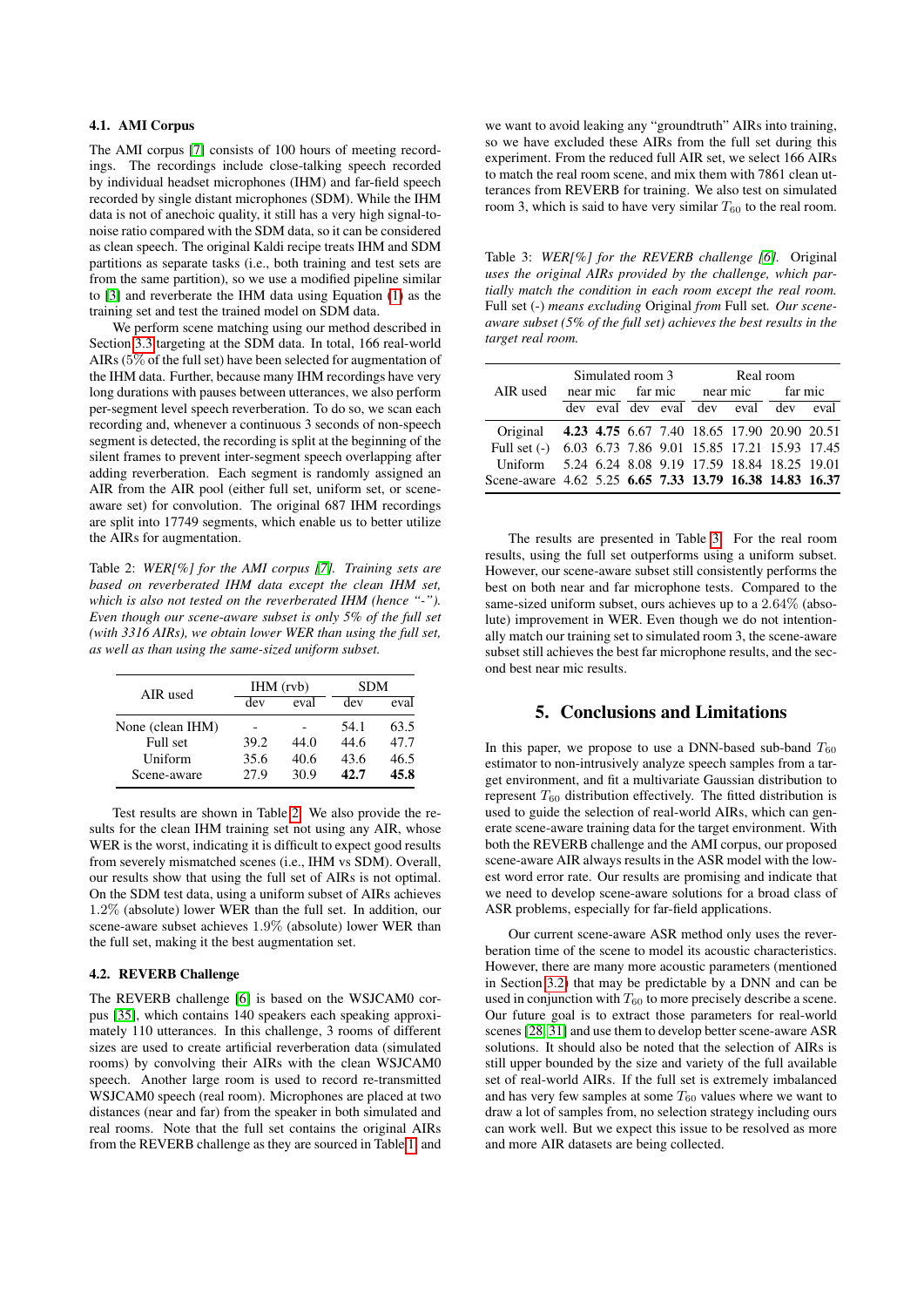### 4.1. AMI Corpus

The AMI corpus [7] consists of 100 hours of meeting recordings. The recordings include close-talking speech recorded by individual headset microphones (IHM) and far-field speech recorded by single distant microphones (SDM). While the IHM data is not of anechoic quality, it still has a very high signal-to-noise ratio compared with the SDM data, so it can be considered as clean speech. The original Kaldi recipe treats IHM and SDM partitions as separate tasks (i.e., both training and test sets are from the same partition), so we use a modified pipeline similar to [3] and reverberate the IHM data using Equation (1) as the training set and test the trained model on SDM data.

We perform scene matching using our method described in Section 3.3 targeting at the SDM data. In total, 166 real-world AIRs (5% of the full set) have been selected for augmentation of the IHM data. Further, because many IHM recordings have very long durations with pauses between utterances, we also perform per-segment level speech reverberation. To do so, we scan each recording and, whenever a continuous 3 seconds of non-speech segment is detected, the recording is split at the beginning of the silent frames to prevent inter-segment speech overlapping after adding reverberation. Each segment is randomly assigned an AIR from the AIR pool (either full set, uniform set, or scene-aware set) for convolution. The original 687 IHM recordings are split into 17749 segments, which enable us to better utilize the AIRs for augmentation.

Table 2: *WER[%] for the AMI corpus [7]. Training sets are based on reverberated IHM data except the clean IHM set, which is also not tested on the reverberated IHM (hence "-"). Even though our scene-aware subset is only 5% of the full set (with 3316 AIRs), we obtain lower WER than using the full set, as well as than using the same-sized uniform subset.*

| AIR used | IHM (rvb) | | SDM | |
|---|---|---|---|---|
| | dev | eval | dev | eval |
| None (clean IHM) | - | - | 54.1 | 63.5 |
| Full set | 39.2 | 44.0 | 44.6 | 47.7 |
| Uniform | 35.6 | 40.6 | 43.6 | 46.5 |
| Scene-aware | 27.9 | 30.9 | **42.7** | **45.8** |

Test results are shown in Table 2. We also provide the results for the clean IHM training set not using any AIR, whose WER is the worst, indicating it is difficult to expect good results from severely mismatched scenes (i.e., IHM vs SDM). Overall, our results show that using the full set of AIRs is not optimal. On the SDM test data, using a uniform subset of AIRs achieves 1.2% (absolute) lower WER than the full set. In addition, our scene-aware subset achieves 1.9% (absolute) lower WER than the full set, making it the best augmentation set.

### 4.2. REVERB Challenge

The REVERB challenge [6] is based on the WSJCAM0 corpus [35], which contains 140 speakers each speaking approximately 110 utterances. In this challenge, 3 rooms of different sizes are used to create artificial reverberation data (simulated rooms) by convolving their AIRs with the clean WSJCAM0 speech. Another large room is used to record re-transmitted WSJCAM0 speech (real room). Microphones are placed at two distances (near and far) from the speaker in both simulated and real rooms. Note that the full set contains the original AIRs from the REVERB challenge as they are sourced in Table 1, and we want to avoid leaking any "groundtruth" AIRs into training, so we have excluded these AIRs from the full set during this experiment. From the reduced full AIR set, we select 166 AIRs to match the real room scene, and mix them with 7861 clean utterances from REVERB for training. We also test on simulated room 3, which is said to have very similar $T_{60}$ to the real room.

Table 3: *WER[%] for the REVERB challenge [6].* Original *uses the original AIRs provided by the challenge, which partially match the condition in each room except the real room.* Full set (-) *means excluding* Original *from* Full set*. Our scene-aware subset (5% of the full set) achieves the best results in the target real room.*

| AIR used | Simulated room 3 | | | | Real room | | | |
|---|---|---|---|---|---|---|---|---|
| | near mic | | far mic | | near mic | | far mic | |
| | dev | eval | dev | eval | dev | eval | dev | eval |
| Original | **4.23** | **4.75** | 6.67 | 7.40 | 18.65 | 17.90 | 20.90 | 20.51 |
| Full set (-) | 6.03 | 6.73 | 7.86 | 9.01 | 15.85 | 17.21 | 15.93 | 17.45 |
| Uniform | 5.24 | 6.24 | 8.08 | 9.19 | 17.59 | 18.84 | 18.25 | 19.01 |
| Scene-aware | 4.62 | 5.25 | **6.65** | **7.33** | **13.79** | **16.38** | **14.83** | **16.37** |

The results are presented in Table 3. For the real room results, using the full set outperforms using a uniform subset. However, our scene-aware subset still consistently performs the best on both near and far microphone tests. Compared to the same-sized uniform subset, ours achieves up to a 2.64% (absolute) improvement in WER. Even though we do not intentionally match our training set to simulated room 3, the scene-aware subset still achieves the best far microphone results, and the second best near mic results.

## 5. Conclusions and Limitations

In this paper, we propose to use a DNN-based sub-band $T_{60}$ estimator to non-intrusively analyze speech samples from a target environment, and fit a multivariate Gaussian distribution to represent $T_{60}$ distribution effectively. The fitted distribution is used to guide the selection of real-world AIRs, which can generate scene-aware training data for the target environment. With both the REVERB challenge and the AMI corpus, our proposed scene-aware AIR always results in the ASR model with the lowest word error rate. Our results are promising and indicate that we need to develop scene-aware solutions for a broad class of ASR problems, especially for far-field applications.

Our current scene-aware ASR method only uses the reverberation time of the scene to model its acoustic characteristics. However, there are many more acoustic parameters (mentioned in Section 3.2) that may be predictable by a DNN and can be used in conjunction with $T_{60}$ to more precisely describe a scene. Our future goal is to extract those parameters for real-world scenes [28, 31] and use them to develop better scene-aware ASR solutions. It should also be noted that the selection of AIRs is still upper bounded by the size and variety of the full available set of real-world AIRs. If the full set is extremely imbalanced and has very few samples at some $T_{60}$ values where we want to draw a lot of samples from, no selection strategy including ours can work well. But we expect this issue to be resolved as more and more AIR datasets are being collected.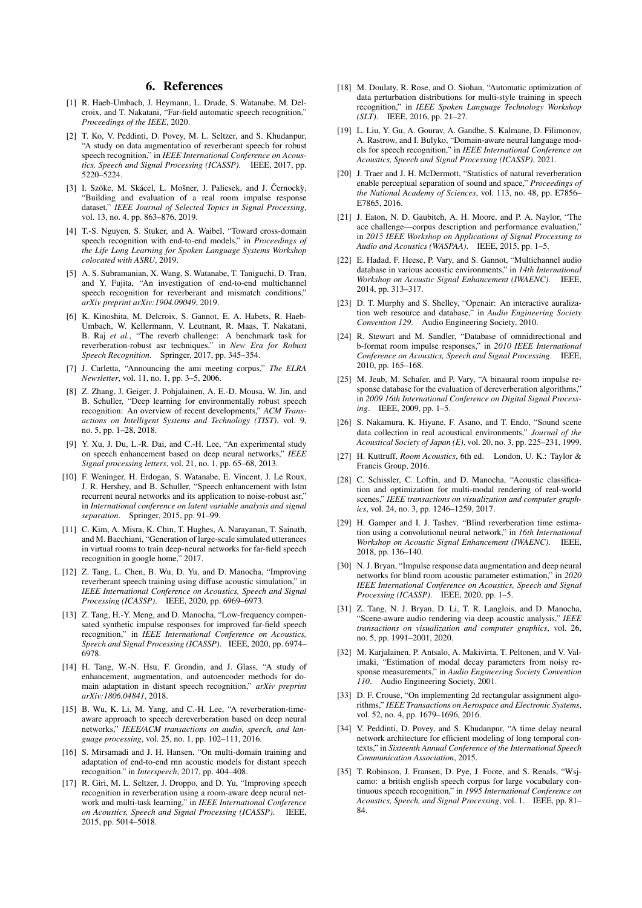## 6. References

[1] R. Haeb-Umbach, J. Heymann, L. Drude, S. Watanabe, M. Delcroix, and T. Nakatani, "Far-field automatic speech recognition," *Proceedings of the IEEE*, 2020.

[2] T. Ko, V. Peddinti, D. Povey, M. L. Seltzer, and S. Khudanpur, "A study on data augmentation of reverberant speech for robust speech recognition," in *IEEE International Conference on Acoustics, Speech and Signal Processing (ICASSP)*. IEEE, 2017, pp. 5220–5224.

[3] I. Szöke, M. Skácel, L. Mošner, J. Paliesek, and J. Černockỳ, "Building and evaluation of a real room impulse response dataset," *IEEE Journal of Selected Topics in Signal Processing*, vol. 13, no. 4, pp. 863–876, 2019.

[4] T.-S. Nguyen, S. Stuker, and A. Waibel, "Toward cross-domain speech recognition with end-to-end models," in *Proceedings of the Life Long Learning for Spoken Language Systems Workshop colocated with ASRU*, 2019.

[5] A. S. Subramanian, X. Wang, S. Watanabe, T. Taniguchi, D. Tran, and Y. Fujita, "An investigation of end-to-end multichannel speech recognition for reverberant and mismatch conditions," *arXiv preprint arXiv:1904.09049*, 2019.

[6] K. Kinoshita, M. Delcroix, S. Gannot, E. A. Habets, R. Haeb-Umbach, W. Kellermann, V. Leutnant, R. Maas, T. Nakatani, B. Raj *et al.*, "The reverb challenge: A benchmark task for reverberation-robust asr techniques," in *New Era for Robust Speech Recognition*. Springer, 2017, pp. 345–354.

[7] J. Carletta, "Announcing the ami meeting corpus," *The ELRA Newsletter*, vol. 11, no. 1, pp. 3–5, 2006.

[8] Z. Zhang, J. Geiger, J. Pohjalainen, A. E.-D. Mousa, W. Jin, and B. Schuller, "Deep learning for environmentally robust speech recognition: An overview of recent developments," *ACM Transactions on Intelligent Systems and Technology (TIST)*, vol. 9, no. 5, pp. 1–28, 2018.

[9] Y. Xu, J. Du, L.-R. Dai, and C.-H. Lee, "An experimental study on speech enhancement based on deep neural networks," *IEEE Signal processing letters*, vol. 21, no. 1, pp. 65–68, 2013.

[10] F. Weninger, H. Erdogan, S. Watanabe, E. Vincent, J. Le Roux, J. R. Hershey, and B. Schuller, "Speech enhancement with lstm recurrent neural networks and its application to noise-robust asr," in *International conference on latent variable analysis and signal separation*. Springer, 2015, pp. 91–99.

[11] C. Kim, A. Misra, K. Chin, T. Hughes, A. Narayanan, T. Sainath, and M. Bacchiani, "Generation of large-scale simulated utterances in virtual rooms to train deep-neural networks for far-field speech recognition in google home," 2017.

[12] Z. Tang, L. Chen, B. Wu, D. Yu, and D. Manocha, "Improving reverberant speech training using diffuse acoustic simulation," in *IEEE International Conference on Acoustics, Speech and Signal Processing (ICASSP)*. IEEE, 2020, pp. 6969–6973.

[13] Z. Tang, H.-Y. Meng, and D. Manocha, "Low-frequency compensated synthetic impulse responses for improved far-field speech recognition," in *IEEE International Conference on Acoustics, Speech and Signal Processing (ICASSP)*. IEEE, 2020, pp. 6974–6978.

[14] H. Tang, W.-N. Hsu, F. Grondin, and J. Glass, "A study of enhancement, augmentation, and autoencoder methods for domain adaptation in distant speech recognition," *arXiv preprint arXiv:1806.04841*, 2018.

[15] B. Wu, K. Li, M. Yang, and C.-H. Lee, "A reverberation-time-aware approach to speech dereverberation based on deep neural networks," *IEEE/ACM transactions on audio, speech, and language processing*, vol. 25, no. 1, pp. 102–111, 2016.

[16] S. Mirsamadi and J. H. Hansen, "On multi-domain training and adaptation of end-to-end rnn acoustic models for distant speech recognition." in *Interspeech*, 2017, pp. 404–408.

[17] R. Giri, M. L. Seltzer, J. Droppo, and D. Yu, "Improving speech recognition in reverberation using a room-aware deep neural network and multi-task learning," in *IEEE International Conference on Acoustics, Speech and Signal Processing (ICASSP)*. IEEE, 2015, pp. 5014–5018.

[18] M. Doulaty, R. Rose, and O. Siohan, "Automatic optimization of data perturbation distributions for multi-style training in speech recognition," in *IEEE Spoken Language Technology Workshop (SLT)*. IEEE, 2016, pp. 21–27.

[19] L. Liu, Y. Gu, A. Gourav, A. Gandhe, S. Kalmane, D. Filimonov, A. Rastrow, and I. Bulyko, "Domain-aware neural language models for speech recognition," in *IEEE International Conference on Acoustics, Speech and Signal Processing (ICASSP)*, 2021.

[20] J. Traer and J. H. McDermott, "Statistics of natural reverberation enable perceptual separation of sound and space," *Proceedings of the National Academy of Sciences*, vol. 113, no. 48, pp. E7856–E7865, 2016.

[21] J. Eaton, N. D. Gaubitch, A. H. Moore, and P. A. Naylor, "The ace challenge—corpus description and performance evaluation," in *2015 IEEE Workshop on Applications of Signal Processing to Audio and Acoustics (WASPAA)*. IEEE, 2015, pp. 1–5.

[22] E. Hadad, F. Heese, P. Vary, and S. Gannot, "Multichannel audio database in various acoustic environments," in *14th International Workshop on Acoustic Signal Enhancement (IWAENC)*. IEEE, 2014, pp. 313–317.

[23] D. T. Murphy and S. Shelley, "Openair: An interactive auralization web resource and database," in *Audio Engineering Society Convention 129*. Audio Engineering Society, 2010.

[24] R. Stewart and M. Sandler, "Database of omnidirectional and b-format room impulse responses," in *2010 IEEE International Conference on Acoustics, Speech and Signal Processing*. IEEE, 2010, pp. 165–168.

[25] M. Jeub, M. Schafer, and P. Vary, "A binaural room impulse response database for the evaluation of dereverberation algorithms," in *2009 16th International Conference on Digital Signal Processing*. IEEE, 2009, pp. 1–5.

[26] S. Nakamura, K. Hiyane, F. Asano, and T. Endo, "Sound scene data collection in real acoustical environments," *Journal of the Acoustical Society of Japan (E)*, vol. 20, no. 3, pp. 225–231, 1999.

[27] H. Kuttruff, *Room Acoustics*, 6th ed. London, U. K.: Taylor & Francis Group, 2016.

[28] C. Schissler, C. Loftin, and D. Manocha, "Acoustic classification and optimization for multi-modal rendering of real-world scenes," *IEEE transactions on visualization and computer graphics*, vol. 24, no. 3, pp. 1246–1259, 2017.

[29] H. Gamper and I. J. Tashev, "Blind reverberation time estimation using a convolutional neural network," in *16th International Workshop on Acoustic Signal Enhancement (IWAENC)*. IEEE, 2018, pp. 136–140.

[30] N. J. Bryan, "Impulse response data augmentation and deep neural networks for blind room acoustic parameter estimation," in *2020 IEEE International Conference on Acoustics, Speech and Signal Processing (ICASSP)*. IEEE, 2020, pp. 1–5.

[31] Z. Tang, N. J. Bryan, D. Li, T. R. Langlois, and D. Manocha, "Scene-aware audio rendering via deep acoustic analysis," *IEEE transactions on visualization and computer graphics*, vol. 26, no. 5, pp. 1991–2001, 2020.

[32] M. Karjalainen, P. Antsalo, A. Makivirta, T. Peltonen, and V. Valimaki, "Estimation of modal decay parameters from noisy response measurements," in *Audio Engineering Society Convention 110*. Audio Engineering Society, 2001.

[33] D. F. Crouse, "On implementing 2d rectangular assignment algorithms," *IEEE Transactions on Aerospace and Electronic Systems*, vol. 52, no. 4, pp. 1679–1696, 2016.

[34] V. Peddinti, D. Povey, and S. Khudanpur, "A time delay neural network architecture for efficient modeling of long temporal contexts," in *Sixteenth Annual Conference of the International Speech Communication Association*, 2015.

[35] T. Robinson, J. Fransen, D. Pye, J. Foote, and S. Renals, "Wsjcamo: a british english speech corpus for large vocabulary continuous speech recognition," in *1995 International Conference on Acoustics, Speech, and Signal Processing*, vol. 1. IEEE, pp. 81–84.